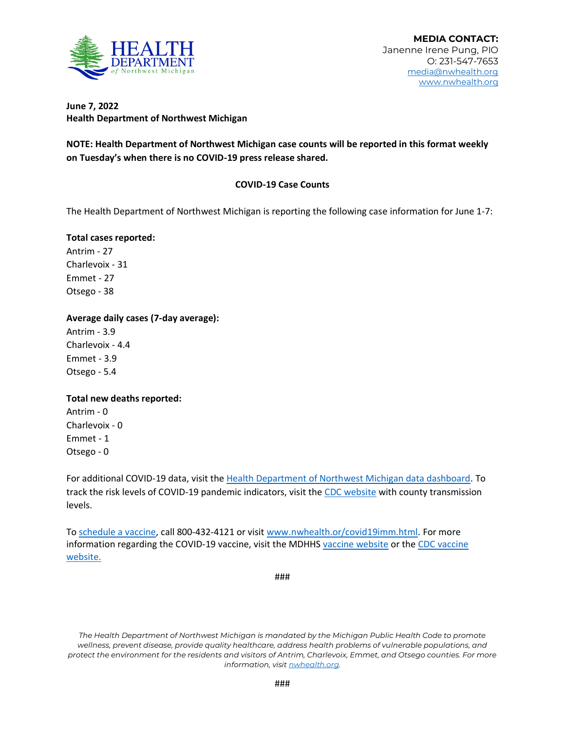**MEDIA CONTACT:**
Janenne Irene Pung, PIO
O: 231-547-7653
media@nwhealth.org
www.nwhealth.org

**June 7, 2022**
**Health Department of Northwest Michigan**

**NOTE: Health Department of Northwest Michigan case counts will be reported in this format weekly on Tuesday's when there is no COVID-19 press release shared.**

**COVID-19 Case Counts**

The Health Department of Northwest Michigan is reporting the following case information for June 1-7:

**Total cases reported:**
Antrim - 27
Charlevoix - 31
Emmet - 27
Otsego - 38

**Average daily cases (7-day average):**
Antrim - 3.9
Charlevoix - 4.4
Emmet - 3.9
Otsego - 5.4

**Total new deaths reported:**
Antrim - 0
Charlevoix - 0
Emmet - 1
Otsego - 0

For additional COVID-19 data, visit the Health Department of Northwest Michigan data dashboard. To track the risk levels of COVID-19 pandemic indicators, visit the CDC website with county transmission levels.

To schedule a vaccine, call 800-432-4121 or visit www.nwhealth.or/covid19imm.html. For more information regarding the COVID-19 vaccine, visit the MDHHS vaccine website or the CDC vaccine website.

###

*The Health Department of Northwest Michigan is mandated by the Michigan Public Health Code to promote wellness, prevent disease, provide quality healthcare, address health problems of vulnerable populations, and protect the environment for the residents and visitors of Antrim, Charlevoix, Emmet, and Otsego counties. For more information, visit nwhealth.org.*

###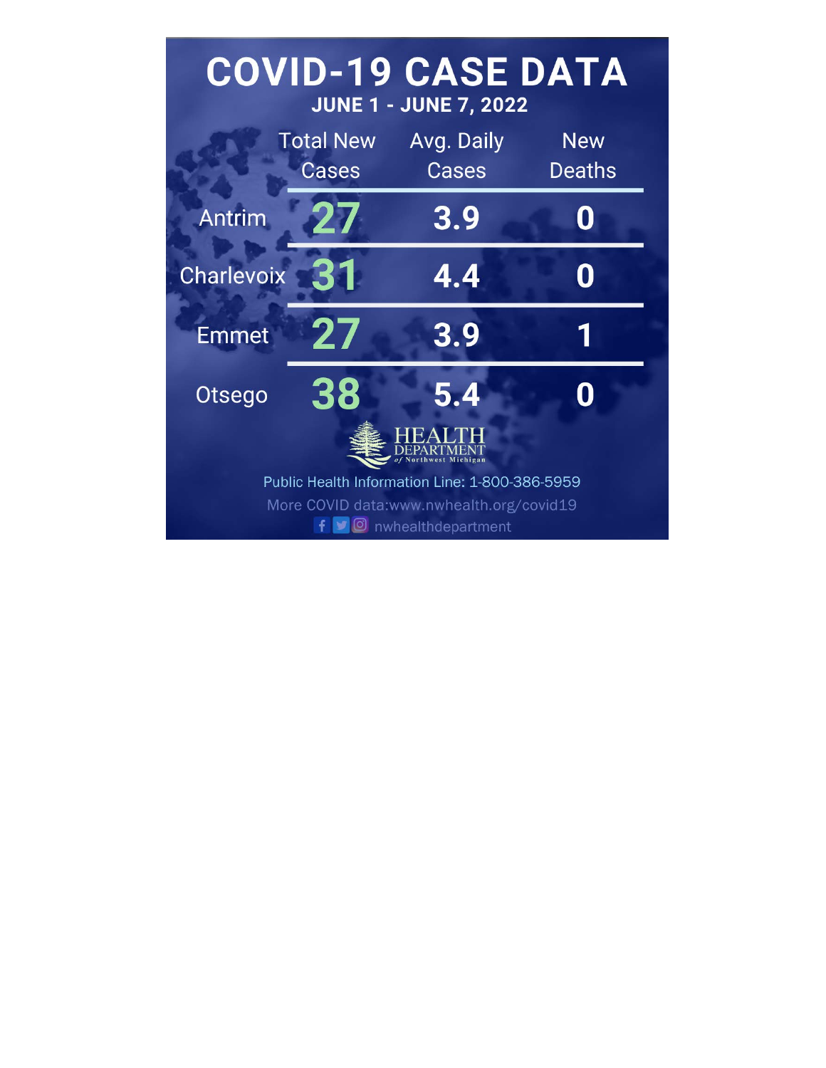# COVID-19 CASE DATA

**JUNE 1 - JUNE 7, 2022**

| | Total New Cases | Avg. Daily Cases | New Deaths |
|---|---|---|---|
| Antrim | 27 | 3.9 | 0 |
| Charlevoix | 31 | 4.4 | 0 |
| Emmet | 27 | 3.9 | 1 |
| Otsego | 38 | 5.4 | 0 |

HEALTH DEPARTMENT of Northwest Michigan

Public Health Information Line: 1-800-386-5959

More COVID data:www.nwhealth.org/covid19

nwhealthdepartment